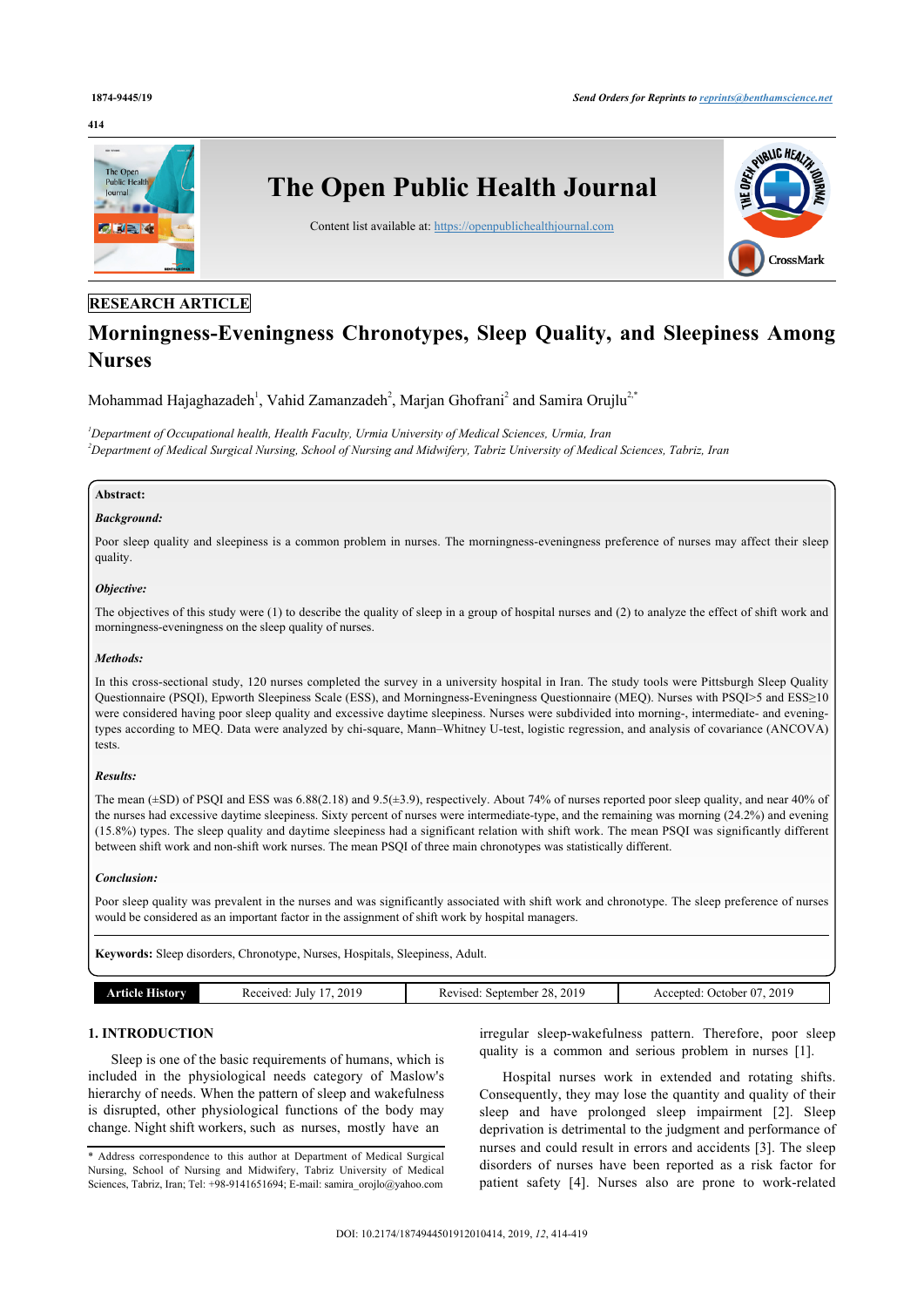RESEARCH ARTICLE

# Morningness-Eveningness Chronotypes, Sleep Quality, and Sleepiness Among Nurses

Mohammad Hajaghazadeh[1], Vahid Zamanzadeh[2], Marjan Ghofrani[2] and Samira Orujlu[2,*]

[1]Department of Occupational health, Health Faculty, Urmia University of Medical Sciences, Urmia, Iran

[2]Department of Medical Surgical Nursing, School of Nursing and Midwifery, Tabriz University of Medical Sciences, Tabriz, Iran

**Abstract:**

***Background:***

Poor sleep quality and sleepiness is a common problem in nurses. The morningness-eveningness preference of nurses may affect their sleep quality.

***Objective:***

The objectives of this study were (1) to describe the quality of sleep in a group of hospital nurses and (2) to analyze the effect of shift work and morningness-eveningness on the sleep quality of nurses.

***Methods:***

In this cross-sectional study, 120 nurses completed the survey in a university hospital in Iran. The study tools were Pittsburgh Sleep Quality Questionnaire (PSQI), Epworth Sleepiness Scale (ESS), and Morningness-Eveningness Questionnaire (MEQ). Nurses with PSQI>5 and ESS≥10 were considered having poor sleep quality and excessive daytime sleepiness. Nurses were subdivided into morning-, intermediate- and evening-types according to MEQ. Data were analyzed by chi-square, Mann–Whitney U-test, logistic regression, and analysis of covariance (ANCOVA) tests.

***Results:***

The mean (±SD) of PSQI and ESS was 6.88(2.18) and 9.5(±3.9), respectively. About 74% of nurses reported poor sleep quality, and near 40% of the nurses had excessive daytime sleepiness. Sixty percent of nurses were intermediate-type, and the remaining was morning (24.2%) and evening (15.8%) types. The sleep quality and daytime sleepiness had a significant relation with shift work. The mean PSQI was significantly different between shift work and non-shift work nurses. The mean PSQI of three main chronotypes was statistically different.

***Conclusion:***

Poor sleep quality was prevalent in the nurses and was significantly associated with shift work and chronotype. The sleep preference of nurses would be considered as an important factor in the assignment of shift work by hospital managers.

**Keywords:** Sleep disorders, Chronotype, Nurses, Hospitals, Sleepiness, Adult.

| Article History | Received: July 17, 2019 | Revised: September 28, 2019 | Accepted: October 07, 2019 |
|---|---|---|---|

## 1. INTRODUCTION

Sleep is one of the basic requirements of humans, which is included in the physiological needs category of Maslow's hierarchy of needs. When the pattern of sleep and wakefulness is disrupted, other physiological functions of the body may change. Night shift workers, such as nurses, mostly have an irregular sleep-wakefulness pattern. Therefore, poor sleep quality is a common and serious problem in nurses [1].

Hospital nurses work in extended and rotating shifts. Consequently, they may lose the quantity and quality of their sleep and have prolonged sleep impairment [2]. Sleep deprivation is detrimental to the judgment and performance of nurses and could result in errors and accidents [3]. The sleep disorders of nurses have been reported as a risk factor for patient safety [4]. Nurses also are prone to work-related

\* Address correspondence to this author at Department of Medical Surgical Nursing, School of Nursing and Midwifery, Tabriz University of Medical Sciences, Tabriz, Iran; Tel: +98-9141651694; E-mail: samira_orojlo@yahoo.com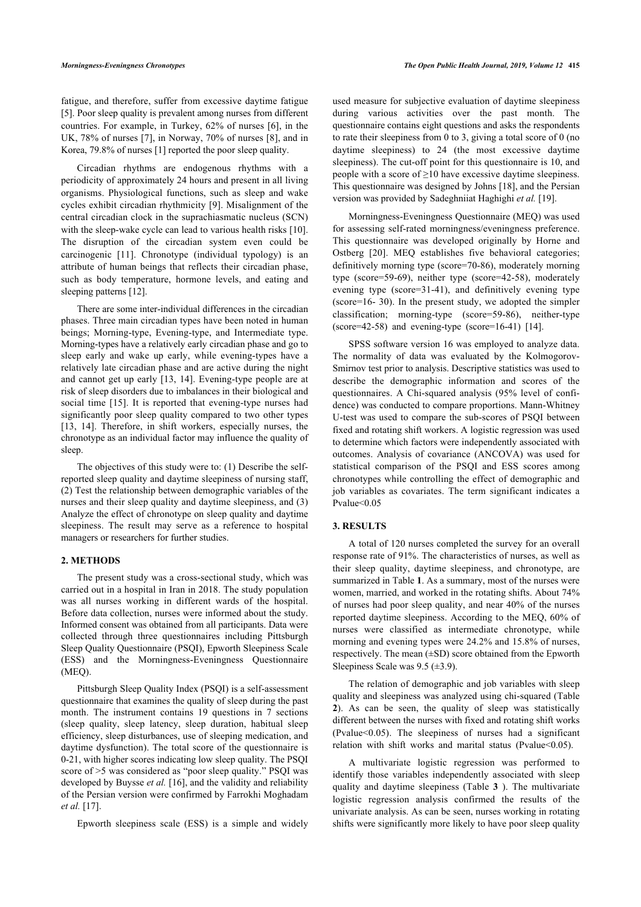fatigue, and therefore, suffer from excessive daytime fatigue [5]. Poor sleep quality is prevalent among nurses from different countries. For example, in Turkey, 62% of nurses [6], in the UK, 78% of nurses [7], in Norway, 70% of nurses [8], and in Korea, 79.8% of nurses [1] reported the poor sleep quality.

Circadian rhythms are endogenous rhythms with a periodicity of approximately 24 hours and present in all living organisms. Physiological functions, such as sleep and wake cycles exhibit circadian rhythmicity [9]. Misalignment of the central circadian clock in the suprachiasmatic nucleus (SCN) with the sleep-wake cycle can lead to various health risks [10]. The disruption of the circadian system even could be carcinogenic [11]. Chronotype (individual typology) is an attribute of human beings that reflects their circadian phase, such as body temperature, hormone levels, and eating and sleeping patterns [12].

There are some inter-individual differences in the circadian phases. Three main circadian types have been noted in human beings; Morning-type, Evening-type, and Intermediate type. Morning-types have a relatively early circadian phase and go to sleep early and wake up early, while evening-types have a relatively late circadian phase and are active during the night and cannot get up early [13, 14]. Evening-type people are at risk of sleep disorders due to imbalances in their biological and social time [15]. It is reported that evening-type nurses had significantly poor sleep quality compared to two other types [13, 14]. Therefore, in shift workers, especially nurses, the chronotype as an individual factor may influence the quality of sleep.

The objectives of this study were to: (1) Describe the self-reported sleep quality and daytime sleepiness of nursing staff, (2) Test the relationship between demographic variables of the nurses and their sleep quality and daytime sleepiness, and (3) Analyze the effect of chronotype on sleep quality and daytime sleepiness. The result may serve as a reference to hospital managers or researchers for further studies.

## 2. METHODS

The present study was a cross-sectional study, which was carried out in a hospital in Iran in 2018. The study population was all nurses working in different wards of the hospital. Before data collection, nurses were informed about the study. Informed consent was obtained from all participants. Data were collected through three questionnaires including Pittsburgh Sleep Quality Questionnaire (PSQI), Epworth Sleepiness Scale (ESS) and the Morningness-Eveningness Questionnaire (MEQ).

Pittsburgh Sleep Quality Index (PSQI) is a self-assessment questionnaire that examines the quality of sleep during the past month. The instrument contains 19 questions in 7 sections (sleep quality, sleep latency, sleep duration, habitual sleep efficiency, sleep disturbances, use of sleeping medication, and daytime dysfunction). The total score of the questionnaire is 0-21, with higher scores indicating low sleep quality. The PSQI score of >5 was considered as "poor sleep quality." PSQI was developed by Buysse *et al.* [16], and the validity and reliability of the Persian version were confirmed by Farrokhi Moghadam *et al.* [17].

Epworth sleepiness scale (ESS) is a simple and widely used measure for subjective evaluation of daytime sleepiness during various activities over the past month. The questionnaire contains eight questions and asks the respondents to rate their sleepiness from 0 to 3, giving a total score of 0 (no daytime sleepiness) to 24 (the most excessive daytime sleepiness). The cut-off point for this questionnaire is 10, and people with a score of ≥10 have excessive daytime sleepiness. This questionnaire was designed by Johns [18], and the Persian version was provided by Sadeghniiat Haghighi *et al.* [19].

Morningness-Eveningness Questionnaire (MEQ) was used for assessing self-rated morningness/eveningness preference. This questionnaire was developed originally by Horne and Ostberg [20]. MEQ establishes five behavioral categories; definitively morning type (score=70-86), moderately morning type (score=59-69), neither type (score=42-58), moderately evening type (score=31-41), and definitively evening type (score=16- 30). In the present study, we adopted the simpler classification; morning-type (score=59-86), neither-type (score=42-58) and evening-type (score=16-41) [14].

SPSS software version 16 was employed to analyze data. The normality of data was evaluated by the Kolmogorov-Smirnov test prior to analysis. Descriptive statistics was used to describe the demographic information and scores of the questionnaires. A Chi-squared analysis (95% level of confidence) was conducted to compare proportions. Mann-Whitney U-test was used to compare the sub-scores of PSQI between fixed and rotating shift workers. A logistic regression was used to determine which factors were independently associated with outcomes. Analysis of covariance (ANCOVA) was used for statistical comparison of the PSQI and ESS scores among chronotypes while controlling the effect of demographic and job variables as covariates. The term significant indicates a Pvalue<0.05

## 3. RESULTS

A total of 120 nurses completed the survey for an overall response rate of 91%. The characteristics of nurses, as well as their sleep quality, daytime sleepiness, and chronotype, are summarized in Table **1**. As a summary, most of the nurses were women, married, and worked in the rotating shifts. About 74% of nurses had poor sleep quality, and near 40% of the nurses reported daytime sleepiness. According to the MEQ, 60% of nurses were classified as intermediate chronotype, while morning and evening types were 24.2% and 15.8% of nurses, respectively. The mean (±SD) score obtained from the Epworth Sleepiness Scale was 9.5 (±3.9).

The relation of demographic and job variables with sleep quality and sleepiness was analyzed using chi-squared (Table **2**). As can be seen, the quality of sleep was statistically different between the nurses with fixed and rotating shift works (Pvalue<0.05). The sleepiness of nurses had a significant relation with shift works and marital status (Pvalue<0.05).

A multivariate logistic regression was performed to identify those variables independently associated with sleep quality and daytime sleepiness (Table **3** ). The multivariate logistic regression analysis confirmed the results of the univariate analysis. As can be seen, nurses working in rotating shifts were significantly more likely to have poor sleep quality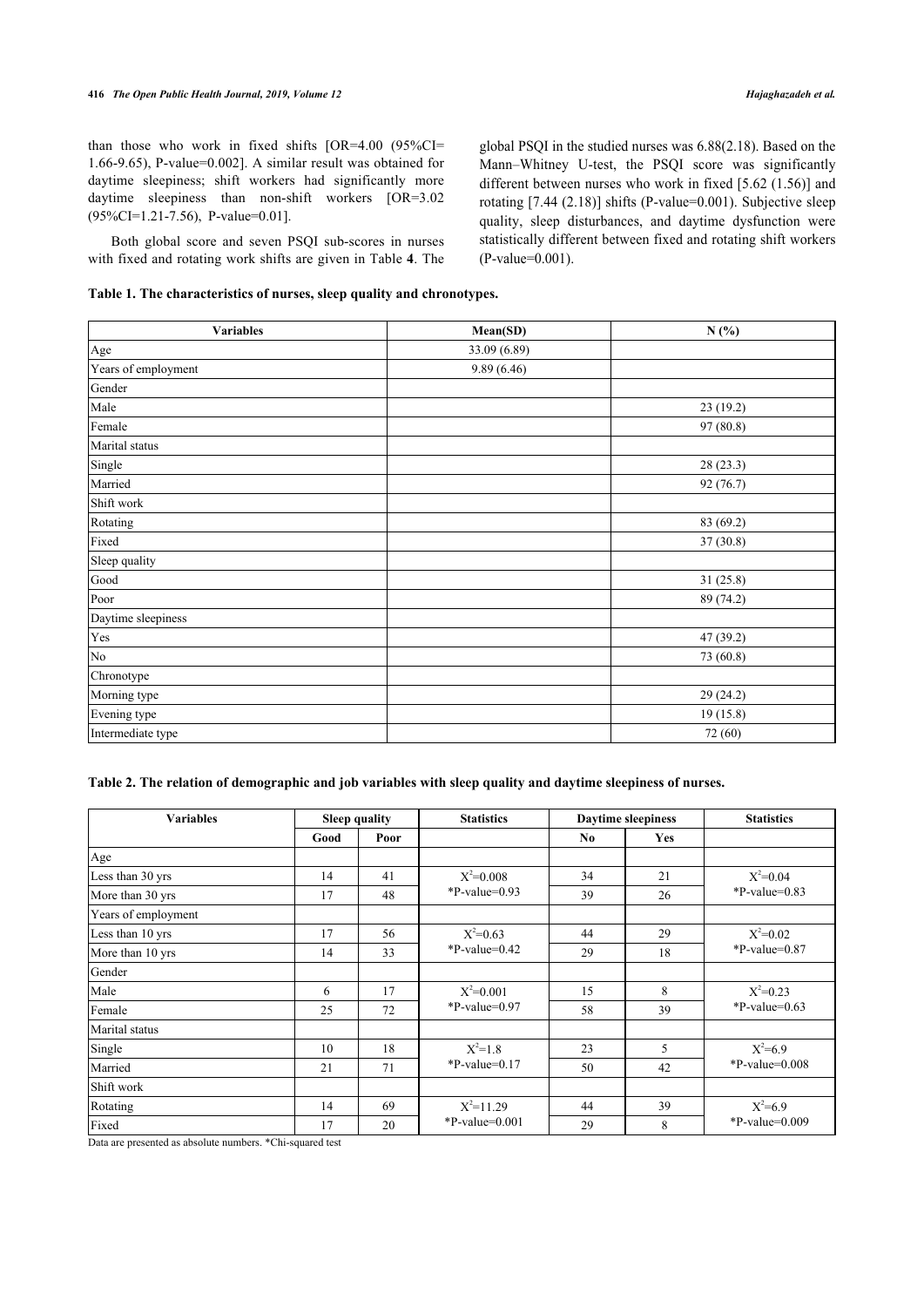than those who work in fixed shifts [OR=4.00 (95%CI= 1.66-9.65), P-value=0.002]. A similar result was obtained for daytime sleepiness; shift workers had significantly more daytime sleepiness than non-shift workers [OR=3.02 (95%CI=1.21-7.56), P-value=0.01].

Both global score and seven PSQI sub-scores in nurses with fixed and rotating work shifts are given in Table **4**. The global PSQI in the studied nurses was 6.88(2.18). Based on the Mann–Whitney U-test, the PSQI score was significantly different between nurses who work in fixed [5.62 (1.56)] and rotating [7.44 (2.18)] shifts (P-value=0.001). Subjective sleep quality, sleep disturbances, and daytime dysfunction were statistically different between fixed and rotating shift workers (P-value=0.001).

**Table 1. The characteristics of nurses, sleep quality and chronotypes.**

| Variables | Mean(SD) | N (%) |
|---|---|---|
| Age | 33.09 (6.89) | |
| Years of employment | 9.89 (6.46) | |
| Gender | | |
| Male | | 23 (19.2) |
| Female | | 97 (80.8) |
| Marital status | | |
| Single | | 28 (23.3) |
| Married | | 92 (76.7) |
| Shift work | | |
| Rotating | | 83 (69.2) |
| Fixed | | 37 (30.8) |
| Sleep quality | | |
| Good | | 31 (25.8) |
| Poor | | 89 (74.2) |
| Daytime sleepiness | | |
| Yes | | 47 (39.2) |
| No | | 73 (60.8) |
| Chronotype | | |
| Morning type | | 29 (24.2) |
| Evening type | | 19 (15.8) |
| Intermediate type | | 72 (60) |

**Table 2. The relation of demographic and job variables with sleep quality and daytime sleepiness of nurses.**

| Variables | Sleep quality | | Statistics | Daytime sleepiness | | Statistics |
|---|---|---|---|---|---|---|
| | Good | Poor | | No | Yes | |
| Age | | | | | | |
| Less than 30 yrs | 14 | 41 | $X^2$=0.008 *P-value=0.93 | 34 | 21 | $X^2$=0.04 *P-value=0.83 |
| More than 30 yrs | 17 | 48 | | 39 | 26 | |
| Years of employment | | | | | | |
| Less than 10 yrs | 17 | 56 | $X^2$=0.63 *P-value=0.42 | 44 | 29 | $X^2$=0.02 *P-value=0.87 |
| More than 10 yrs | 14 | 33 | | 29 | 18 | |
| Gender | | | | | | |
| Male | 6 | 17 | $X^2$=0.001 *P-value=0.97 | 15 | 8 | $X^2$=0.23 *P-value=0.63 |
| Female | 25 | 72 | | 58 | 39 | |
| Marital status | | | | | | |
| Single | 10 | 18 | $X^2$=1.8 *P-value=0.17 | 23 | 5 | $X^2$=6.9 *P-value=0.008 |
| Married | 21 | 71 | | 50 | 42 | |
| Shift work | | | | | | |
| Rotating | 14 | 69 | $X^2$=11.29 *P-value=0.001 | 44 | 39 | $X^2$=6.9 *P-value=0.009 |
| Fixed | 17 | 20 | | 29 | 8 | |

Data are presented as absolute numbers. *Chi-squared test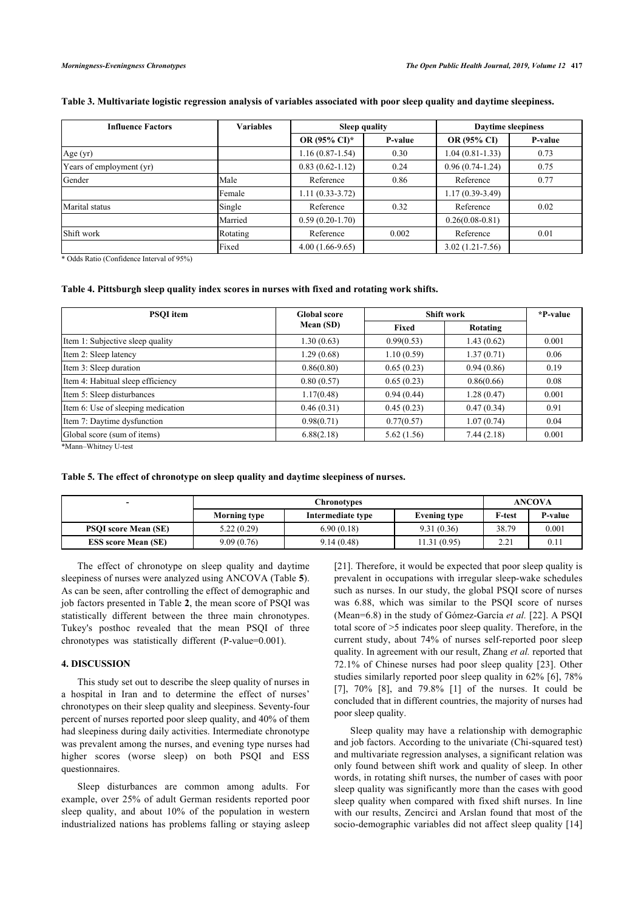**Table 3. Multivariate logistic regression analysis of variables associated with poor sleep quality and daytime sleepiness.**

| Influence Factors | Variables | Sleep quality | | Daytime sleepiness | |
|---|---|---|---|---|---|
| | | OR (95% CI)* | P-value | OR (95% CI) | P-value |
| Age (yr) | | 1.16 (0.87-1.54) | 0.30 | 1.04 (0.81-1.33) | 0.73 |
| Years of employment (yr) | | 0.83 (0.62-1.12) | 0.24 | 0.96 (0.74-1.24) | 0.75 |
| Gender | Male | Reference | 0.86 | Reference | 0.77 |
| | Female | 1.11 (0.33-3.72) | | 1.17 (0.39-3.49) | |
| Marital status | Single | Reference | 0.32 | Reference | 0.02 |
| | Married | 0.59 (0.20-1.70) | | 0.26(0.08-0.81) | |
| Shift work | Rotating | Reference | 0.002 | Reference | 0.01 |
| | Fixed | 4.00 (1.66-9.65) | | 3.02 (1.21-7.56) | |

* Odds Ratio (Confidence Interval of 95%)

**Table 4. Pittsburgh sleep quality index scores in nurses with fixed and rotating work shifts.**

| PSQI item | Global score Mean (SD) | Shift work | | *P-value |
|---|---|---|---|---|
| | | Fixed | Rotating | |
| Item 1: Subjective sleep quality | 1.30 (0.63) | 0.99(0.53) | 1.43 (0.62) | 0.001 |
| Item 2: Sleep latency | 1.29 (0.68) | 1.10 (0.59) | 1.37 (0.71) | 0.06 |
| Item 3: Sleep duration | 0.86(0.80) | 0.65 (0.23) | 0.94 (0.86) | 0.19 |
| Item 4: Habitual sleep efficiency | 0.80 (0.57) | 0.65 (0.23) | 0.86(0.66) | 0.08 |
| Item 5: Sleep disturbances | 1.17(0.48) | 0.94 (0.44) | 1.28 (0.47) | 0.001 |
| Item 6: Use of sleeping medication | 0.46 (0.31) | 0.45 (0.23) | 0.47 (0.34) | 0.91 |
| Item 7: Daytime dysfunction | 0.98(0.71) | 0.77(0.57) | 1.07 (0.74) | 0.04 |
| Global score (sum of items) | 6.88(2.18) | 5.62 (1.56) | 7.44 (2.18) | 0.001 |

*Mann–Whitney U-test

**Table 5. The effect of chronotype on sleep quality and daytime sleepiness of nurses.**

| - | Chronotypes | | | ANCOVA | |
|---|---|---|---|---|---|
| | Morning type | Intermediate type | Evening type | F-test | P-value |
| **PSQI score Mean (SE)** | 5.22 (0.29) | 6.90 (0.18) | 9.31 (0.36) | 38.79 | 0.001 |
| **ESS score Mean (SE)** | 9.09 (0.76) | 9.14 (0.48) | 11.31 (0.95) | 2.21 | 0.11 |

The effect of chronotype on sleep quality and daytime sleepiness of nurses were analyzed using ANCOVA (Table **5**). As can be seen, after controlling the effect of demographic and job factors presented in Table **2**, the mean score of PSQI was statistically different between the three main chronotypes. Tukey's posthoc revealed that the mean PSQI of three chronotypes was statistically different (P-value=0.001).

## 4. DISCUSSION

This study set out to describe the sleep quality of nurses in a hospital in Iran and to determine the effect of nurses' chronotypes on their sleep quality and sleepiness. Seventy-four percent of nurses reported poor sleep quality, and 40% of them had sleepiness during daily activities. Intermediate chronotype was prevalent among the nurses, and evening type nurses had higher scores (worse sleep) on both PSQI and ESS questionnaires.

Sleep disturbances are common among adults. For example, over 25% of adult German residents reported poor sleep quality, and about 10% of the population in western industrialized nations has problems falling or staying asleep [21]. Therefore, it would be expected that poor sleep quality is prevalent in occupations with irregular sleep-wake schedules such as nurses. In our study, the global PSQI score of nurses was 6.88, which was similar to the PSQI score of nurses (Mean=6.8) in the study of Gómez-García *et al.* [22]. A PSQI total score of >5 indicates poor sleep quality. Therefore, in the current study, about 74% of nurses self-reported poor sleep quality. In agreement with our result, Zhang *et al.* reported that 72.1% of Chinese nurses had poor sleep quality [23]. Other studies similarly reported poor sleep quality in 62% [6], 78% [7], 70% [8], and 79.8% [1] of the nurses. It could be concluded that in different countries, the majority of nurses had poor sleep quality.

Sleep quality may have a relationship with demographic and job factors. According to the univariate (Chi-squared test) and multivariate regression analyses, a significant relation was only found between shift work and quality of sleep. In other words, in rotating shift nurses, the number of cases with poor sleep quality was significantly more than the cases with good sleep quality when compared with fixed shift nurses. In line with our results, Zencirci and Arslan found that most of the socio-demographic variables did not affect sleep quality [14]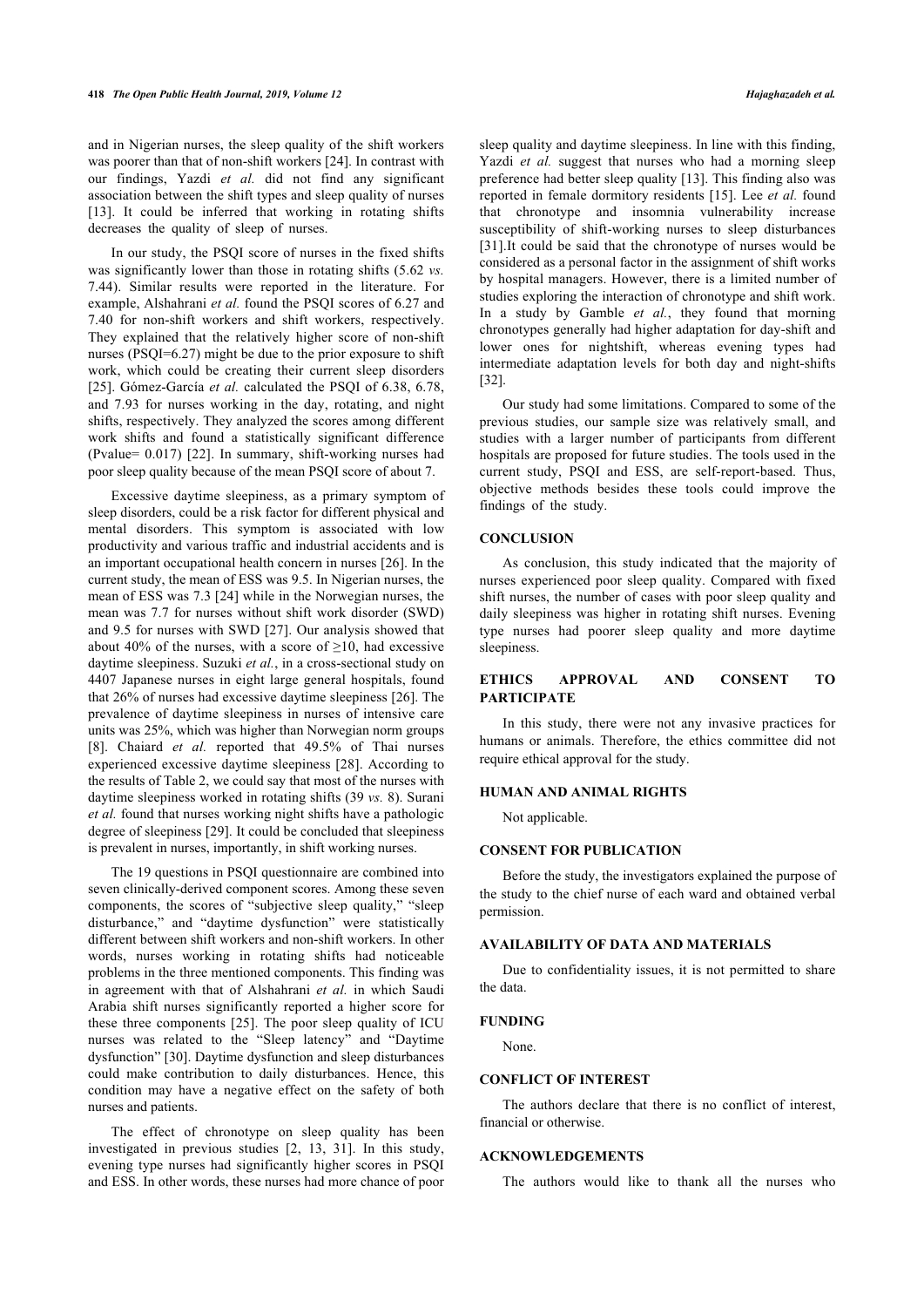and in Nigerian nurses, the sleep quality of the shift workers was poorer than that of non-shift workers [24]. In contrast with our findings, Yazdi *et al.* did not find any significant association between the shift types and sleep quality of nurses [13]. It could be inferred that working in rotating shifts decreases the quality of sleep of nurses.

In our study, the PSQI score of nurses in the fixed shifts was significantly lower than those in rotating shifts (5.62 *vs.* 7.44). Similar results were reported in the literature. For example, Alshahrani *et al.* found the PSQI scores of 6.27 and 7.40 for non-shift workers and shift workers, respectively. They explained that the relatively higher score of non-shift nurses (PSQI=6.27) might be due to the prior exposure to shift work, which could be creating their current sleep disorders [25]. Gómez-García *et al.* calculated the PSQI of 6.38, 6.78, and 7.93 for nurses working in the day, rotating, and night shifts, respectively. They analyzed the scores among different work shifts and found a statistically significant difference (Pvalue= 0.017) [22]. In summary, shift-working nurses had poor sleep quality because of the mean PSQI score of about 7.

Excessive daytime sleepiness, as a primary symptom of sleep disorders, could be a risk factor for different physical and mental disorders. This symptom is associated with low productivity and various traffic and industrial accidents and is an important occupational health concern in nurses [26]. In the current study, the mean of ESS was 9.5. In Nigerian nurses, the mean of ESS was 7.3 [24] while in the Norwegian nurses, the mean was 7.7 for nurses without shift work disorder (SWD) and 9.5 for nurses with SWD [27]. Our analysis showed that about 40% of the nurses, with a score of ≥10, had excessive daytime sleepiness. Suzuki *et al.*, in a cross-sectional study on 4407 Japanese nurses in eight large general hospitals, found that 26% of nurses had excessive daytime sleepiness [26]. The prevalence of daytime sleepiness in nurses of intensive care units was 25%, which was higher than Norwegian norm groups [8]. Chaiard *et al.* reported that 49.5% of Thai nurses experienced excessive daytime sleepiness [28]. According to the results of Table 2, we could say that most of the nurses with daytime sleepiness worked in rotating shifts (39 *vs.* 8). Surani *et al.* found that nurses working night shifts have a pathologic degree of sleepiness [29]. It could be concluded that sleepiness is prevalent in nurses, importantly, in shift working nurses.

The 19 questions in PSQI questionnaire are combined into seven clinically-derived component scores. Among these seven components, the scores of "subjective sleep quality," "sleep disturbance," and "daytime dysfunction" were statistically different between shift workers and non-shift workers. In other words, nurses working in rotating shifts had noticeable problems in the three mentioned components. This finding was in agreement with that of Alshahrani *et al.* in which Saudi Arabia shift nurses significantly reported a higher score for these three components [25]. The poor sleep quality of ICU nurses was related to the "Sleep latency" and "Daytime dysfunction" [30]. Daytime dysfunction and sleep disturbances could make contribution to daily disturbances. Hence, this condition may have a negative effect on the safety of both nurses and patients.

The effect of chronotype on sleep quality has been investigated in previous studies [2, 13, 31]. In this study, evening type nurses had significantly higher scores in PSQI and ESS. In other words, these nurses had more chance of poor sleep quality and daytime sleepiness. In line with this finding, Yazdi *et al.* suggest that nurses who had a morning sleep preference had better sleep quality [13]. This finding also was reported in female dormitory residents [15]. Lee *et al.* found that chronotype and insomnia vulnerability increase susceptibility of shift-working nurses to sleep disturbances [31].It could be said that the chronotype of nurses would be considered as a personal factor in the assignment of shift works by hospital managers. However, there is a limited number of studies exploring the interaction of chronotype and shift work. In a study by Gamble *et al.*, they found that morning chronotypes generally had higher adaptation for day-shift and lower ones for nightshift, whereas evening types had intermediate adaptation levels for both day and night-shifts [32].

Our study had some limitations. Compared to some of the previous studies, our sample size was relatively small, and studies with a larger number of participants from different hospitals are proposed for future studies. The tools used in the current study, PSQI and ESS, are self-report-based. Thus, objective methods besides these tools could improve the findings of the study.

## CONCLUSION

As conclusion, this study indicated that the majority of nurses experienced poor sleep quality. Compared with fixed shift nurses, the number of cases with poor sleep quality and daily sleepiness was higher in rotating shift nurses. Evening type nurses had poorer sleep quality and more daytime sleepiness.

## ETHICS APPROVAL AND CONSENT TO PARTICIPATE

In this study, there were not any invasive practices for humans or animals. Therefore, the ethics committee did not require ethical approval for the study.

## HUMAN AND ANIMAL RIGHTS

Not applicable.

## CONSENT FOR PUBLICATION

Before the study, the investigators explained the purpose of the study to the chief nurse of each ward and obtained verbal permission.

## AVAILABILITY OF DATA AND MATERIALS

Due to confidentiality issues, it is not permitted to share the data.

## FUNDING

None.

## CONFLICT OF INTEREST

The authors declare that there is no conflict of interest, financial or otherwise.

## ACKNOWLEDGEMENTS

The authors would like to thank all the nurses who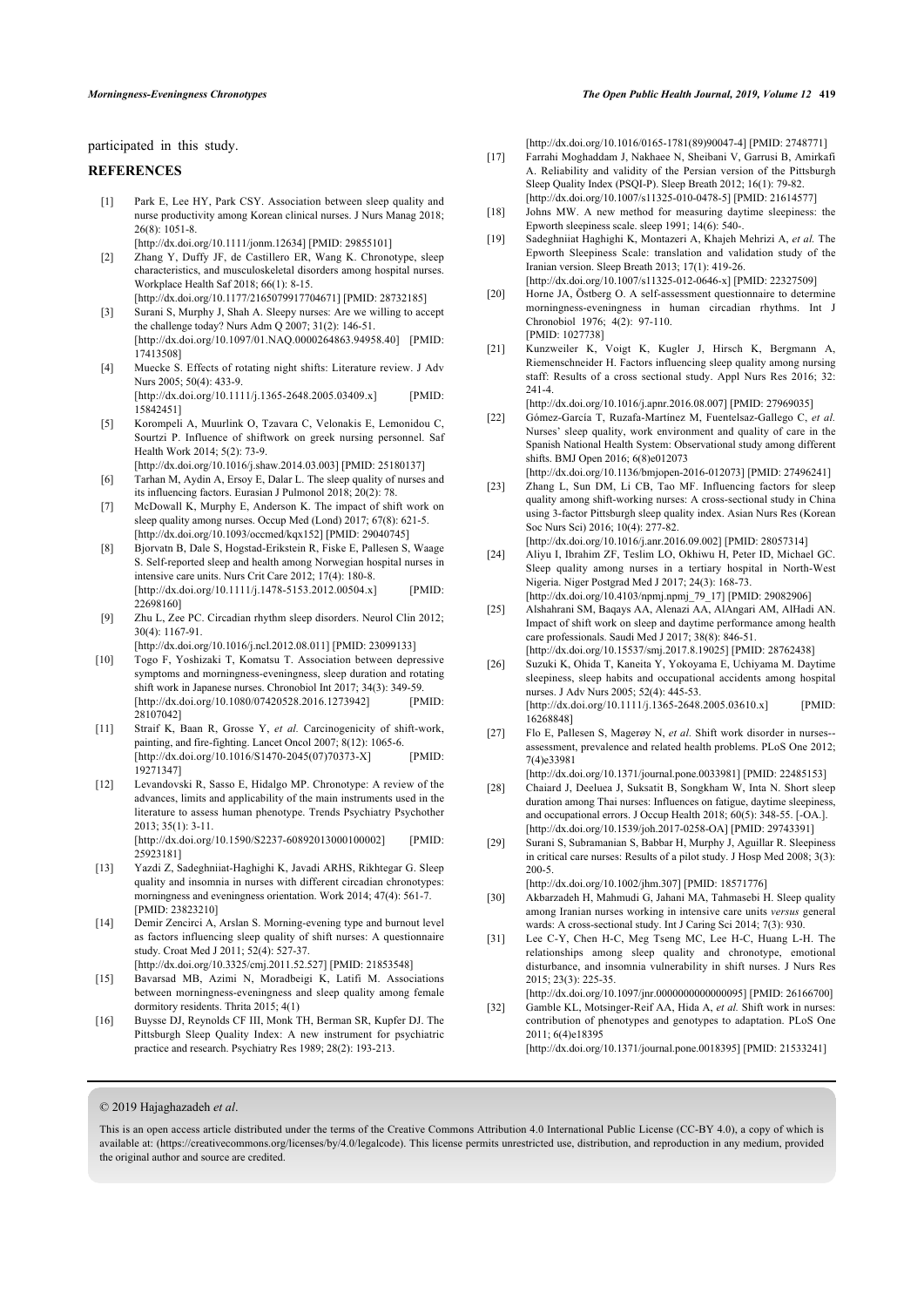participated in this study.

## REFERENCES

[1] Park E, Lee HY, Park CSY. Association between sleep quality and nurse productivity among Korean clinical nurses. J Nurs Manag 2018; 26(8): 1051-8.
[http://dx.doi.org/10.1111/jonm.12634] [PMID: 29855101]

[2] Zhang Y, Duffy JF, de Castillero ER, Wang K. Chronotype, sleep characteristics, and musculoskeletal disorders among hospital nurses. Workplace Health Saf 2018; 66(1): 8-15.
[http://dx.doi.org/10.1177/2165079917704671] [PMID: 28732185]

[3] Surani S, Murphy J, Shah A. Sleepy nurses: Are we willing to accept the challenge today? Nurs Adm Q 2007; 31(2): 146-51.
[http://dx.doi.org/10.1097/01.NAQ.0000264863.94958.40] [PMID: 17413508]

[4] Muecke S. Effects of rotating night shifts: Literature review. J Adv Nurs 2005; 50(4): 433-9.
[http://dx.doi.org/10.1111/j.1365-2648.2005.03409.x] [PMID: 15842451]

[5] Korompeli A, Muurlink O, Tzavara C, Velonakis E, Lemonidou C, Sourtzi P. Influence of shiftwork on greek nursing personnel. Saf Health Work 2014; 5(2): 73-9.
[http://dx.doi.org/10.1016/j.shaw.2014.03.003] [PMID: 25180137]

[6] Tarhan M, Aydin A, Ersoy E, Dalar L. The sleep quality of nurses and its influencing factors. Eurasian J Pulmonol 2018; 20(2): 78.

[7] McDowall K, Murphy E, Anderson K. The impact of shift work on sleep quality among nurses. Occup Med (Lond) 2017; 67(8): 621-5.
[http://dx.doi.org/10.1093/occmed/kqx152] [PMID: 29040745]

[8] Bjorvatn B, Dale S, Hogstad-Erikstein R, Fiske E, Pallesen S, Waage S. Self-reported sleep and health among Norwegian hospital nurses in intensive care units. Nurs Crit Care 2012; 17(4): 180-8.
[http://dx.doi.org/10.1111/j.1478-5153.2012.00504.x] [PMID: 22698160]

[9] Zhu L, Zee PC. Circadian rhythm sleep disorders. Neurol Clin 2012; 30(4): 1167-91.
[http://dx.doi.org/10.1016/j.ncl.2012.08.011] [PMID: 23099133]

[10] Togo F, Yoshizaki T, Komatsu T. Association between depressive symptoms and morningness-eveningness, sleep duration and rotating shift work in Japanese nurses. Chronobiol Int 2017; 34(3): 349-59.
[http://dx.doi.org/10.1080/07420528.2016.1273942] [PMID: 28107042]

[11] Straif K, Baan R, Grosse Y, *et al.* Carcinogenicity of shift-work, painting, and fire-fighting. Lancet Oncol 2007; 8(12): 1065-6.
[http://dx.doi.org/10.1016/S1470-2045(07)70373-X] [PMID: 19271347]

[12] Levandovski R, Sasso E, Hidalgo MP. Chronotype: A review of the advances, limits and applicability of the main instruments used in the literature to assess human phenotype. Trends Psychiatry Psychother 2013; 35(1): 3-11.
[http://dx.doi.org/10.1590/S2237-60892013000100002] [PMID: 25923181]

[13] Yazdi Z, Sadeghniiat-Haghighi K, Javadi ARHS, Rikhtegar G. Sleep quality and insomnia in nurses with different circadian chronotypes: morningness and eveningness orientation. Work 2014; 47(4): 561-7. [PMID: 23823210]

[14] Demir Zencirci A, Arslan S. Morning-evening type and burnout level as factors influencing sleep quality of shift nurses: A questionnaire study. Croat Med J 2011; 52(4): 527-37.
[http://dx.doi.org/10.3325/cmj.2011.52.527] [PMID: 21853548]

[15] Bavarsad MB, Azimi N, Moradbeigi K, Latifi M. Associations between morningness-eveningness and sleep quality among female dormitory residents. Thrita 2015; 4(1)

[16] Buysse DJ, Reynolds CF III, Monk TH, Berman SR, Kupfer DJ. The Pittsburgh Sleep Quality Index: A new instrument for psychiatric practice and research. Psychiatry Res 1989; 28(2): 193-213.
[http://dx.doi.org/10.1016/0165-1781(89)90047-4] [PMID: 2748771]

[17] Farrahi Moghaddam J, Nakhaee N, Sheibani V, Garrusi B, Amirkafi A. Reliability and validity of the Persian version of the Pittsburgh Sleep Quality Index (PSQI-P). Sleep Breath 2012; 16(1): 79-82.
[http://dx.doi.org/10.1007/s11325-010-0478-5] [PMID: 21614577]

[18] Johns MW. A new method for measuring daytime sleepiness: the Epworth sleepiness scale. sleep 1991; 14(6): 540-.

[19] Sadeghniiat Haghighi K, Montazeri A, Khajeh Mehrizi A, *et al.* The Epworth Sleepiness Scale: translation and validation study of the Iranian version. Sleep Breath 2013; 17(1): 419-26.
[http://dx.doi.org/10.1007/s11325-012-0646-x] [PMID: 22327509]

[20] Horne JA, Östberg O. A self-assessment questionnaire to determine morningness-eveningness in human circadian rhythms. Int J Chronobiol 1976; 4(2): 97-110.
[PMID: 1027738]

[21] Kunzweiler K, Voigt K, Kugler J, Hirsch K, Bergmann A, Riemenschneider H. Factors influencing sleep quality among nursing staff: Results of a cross sectional study. Appl Nurs Res 2016; 32: 241-4.
[http://dx.doi.org/10.1016/j.apnr.2016.08.007] [PMID: 27969035]

[22] Gómez-García T, Ruzafa-Martínez M, Fuentelsaz-Gallego C, *et al.* Nurses' sleep quality, work environment and quality of care in the Spanish National Health System: Observational study among different shifts. BMJ Open 2016; 6(8)e012073
[http://dx.doi.org/10.1136/bmjopen-2016-012073] [PMID: 27496241]

[23] Zhang L, Sun DM, Li CB, Tao MF. Influencing factors for sleep quality among shift-working nurses: A cross-sectional study in China using 3-factor Pittsburgh sleep quality index. Asian Nurs Res (Korean Soc Nurs Sci) 2016; 10(4): 277-82.
[http://dx.doi.org/10.1016/j.anr.2016.09.002] [PMID: 28057314]

[24] Aliyu I, Ibrahim ZF, Teslim LO, Okhiwu H, Peter ID, Michael GC. Sleep quality among nurses in a tertiary hospital in North-West Nigeria. Niger Postgrad Med J 2017; 24(3): 168-73.
[http://dx.doi.org/10.4103/npmj.npmj_79_17] [PMID: 29082906]

[25] Alshahrani SM, Baqays AA, Alenazi AA, AlAngari AM, AlHadi AN. Impact of shift work on sleep and daytime performance among health care professionals. Saudi Med J 2017; 38(8): 846-51.
[http://dx.doi.org/10.15537/smj.2017.8.19025] [PMID: 28762438]

[26] Suzuki K, Ohida T, Kaneita Y, Yokoyama E, Uchiyama M. Daytime sleepiness, sleep habits and occupational accidents among hospital nurses. J Adv Nurs 2005; 52(4): 445-53.
[http://dx.doi.org/10.1111/j.1365-2648.2005.03610.x] [PMID: 16268848]

[27] Flo E, Pallesen S, Magerøy N, *et al.* Shift work disorder in nurses--assessment, prevalence and related health problems. PLoS One 2012; 7(4)e33981
[http://dx.doi.org/10.1371/journal.pone.0033981] [PMID: 22485153]

[28] Chaiard J, Deeluea J, Suksatit B, Songkham W, Inta N. Short sleep duration among Thai nurses: Influences on fatigue, daytime sleepiness, and occupational errors. J Occup Health 2018; 60(5): 348-55. [-OA.].
[http://dx.doi.org/10.1539/joh.2017-0258-OA] [PMID: 29743391]

[29] Surani S, Subramanian S, Babbar H, Murphy J, Aguillar R. Sleepiness in critical care nurses: Results of a pilot study. J Hosp Med 2008; 3(3): 200-5.
[http://dx.doi.org/10.1002/jhm.307] [PMID: 18571776]

[30] Akbarzadeh H, Mahmudi G, Jahani MA, Tahmasebi H. Sleep quality among Iranian nurses working in intensive care units *versus* general wards: A cross-sectional study. Int J Caring Sci 2014; 7(3): 930.

[31] Lee C-Y, Chen H-C, Meg Tseng MC, Lee H-C, Huang L-H. The relationships among sleep quality and chronotype, emotional disturbance, and insomnia vulnerability in shift nurses. J Nurs Res 2015; 23(3): 225-35.
[http://dx.doi.org/10.1097/jnr.0000000000000095] [PMID: 26166700]

[32] Gamble KL, Motsinger-Reif AA, Hida A, *et al.* Shift work in nurses: contribution of phenotypes and genotypes to adaptation. PLoS One 2011; 6(4)e18395
[http://dx.doi.org/10.1371/journal.pone.0018395] [PMID: 21533241]

© 2019 Hajaghazadeh *et al*.

This is an open access article distributed under the terms of the Creative Commons Attribution 4.0 International Public License (CC-BY 4.0), a copy of which is available at: (https://creativecommons.org/licenses/by/4.0/legalcode). This license permits unrestricted use, distribution, and reproduction in any medium, provided the original author and source are credited.